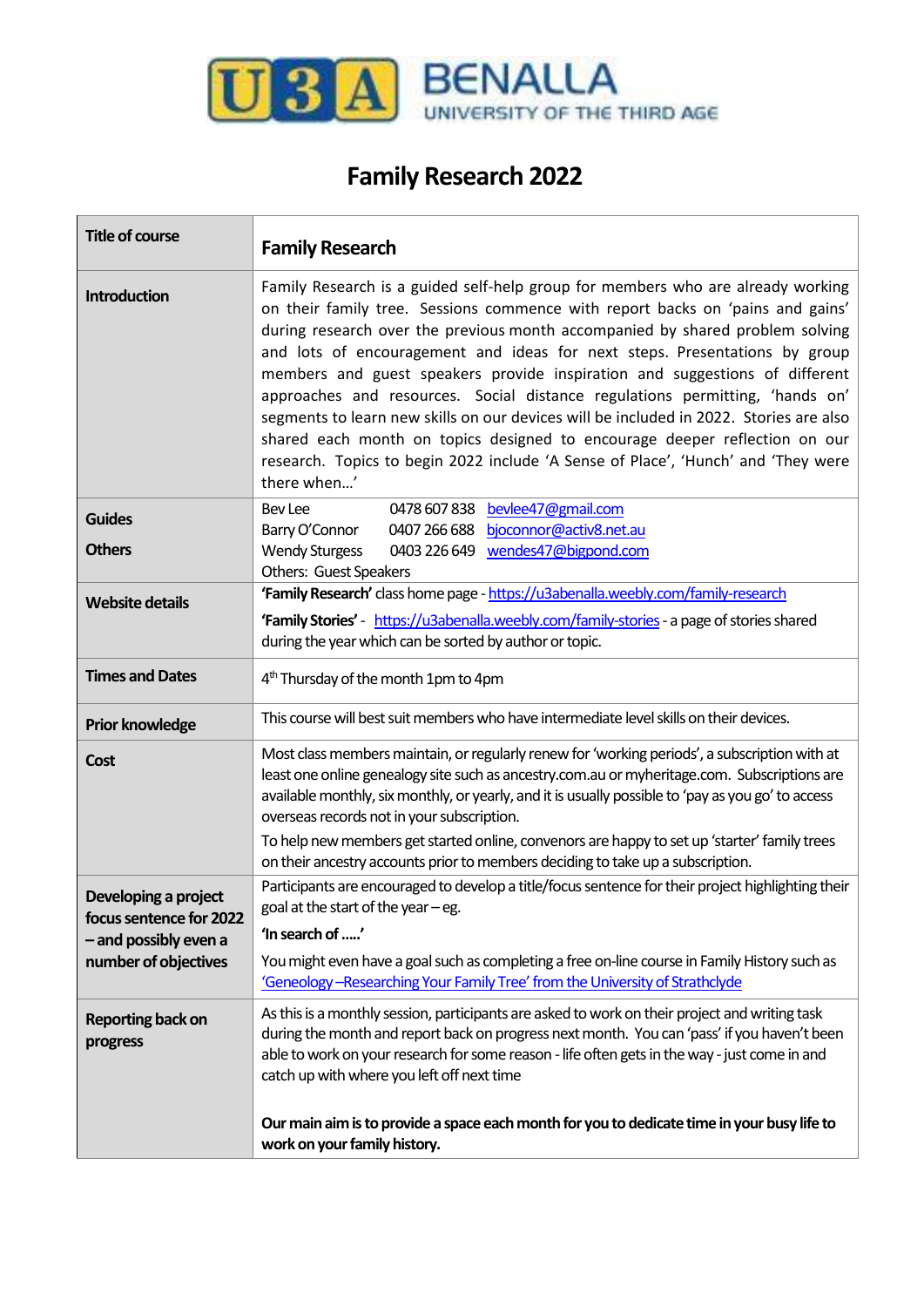U3A BENALLA
UNIVERSITY OF THE THIRD AGE

# Family Research 2022

| Title of course | **Family Research** |
|---|---|
| **Introduction** | Family Research is a guided self-help group for members who are already working on their family tree. Sessions commence with report backs on 'pains and gains' during research over the previous month accompanied by shared problem solving and lots of encouragement and ideas for next steps. Presentations by group members and guest speakers provide inspiration and suggestions of different approaches and resources. Social distance regulations permitting, 'hands on' segments to learn new skills on our devices will be included in 2022. Stories are also shared each month on topics designed to encourage deeper reflection on our research. Topics to begin 2022 include 'A Sense of Place', 'Hunch' and 'They were there when…' |
| **Guides**<br><br>**Others** | Bev Lee 0478 607 838 bevlee47@gmail.com<br>Barry O'Connor 0407 266 688 bjoconnor@activ8.net.au<br>Wendy Sturgess 0403 226 649 wendes47@bigpond.com<br>Others: Guest Speakers |
| **Website details** | **'Family Research'** class home page - https://u3abenalla.weebly.com/family-research<br><br>**'Family Stories'** - https://u3abenalla.weebly.com/family-stories - a page of stories shared during the year which can be sorted by author or topic. |
| **Times and Dates** | 4th Thursday of the month 1pm to 4pm |
| **Prior knowledge** | This course will best suit members who have intermediate level skills on their devices. |
| **Cost** | Most class members maintain, or regularly renew for 'working periods', a subscription with at least one online genealogy site such as ancestry.com.au or myheritage.com. Subscriptions are available monthly, six monthly, or yearly, and it is usually possible to 'pay as you go' to access overseas records not in your subscription.<br><br>To help new members get started online, convenors are happy to set up 'starter' family trees on their ancestry accounts prior to members deciding to take up a subscription. |
| **Developing a project focus sentence for 2022 – and possibly even a number of objectives** | Participants are encouraged to develop a title/focus sentence for their project highlighting their goal at the start of the year – eg.<br><br>**'In search of …..'**<br><br>You might even have a goal such as completing a free on-line course in Family History such as 'Geneology –Researching Your Family Tree' from the University of Strathclyde |
| **Reporting back on progress** | As this is a monthly session, participants are asked to work on their project and writing task during the month and report back on progress next month. You can 'pass' if you haven't been able to work on your research for some reason - life often gets in the way - just come in and catch up with where you left off next time<br><br>**Our main aim is to provide a space each month for you to dedicate time in your busy life to work on your family history.** |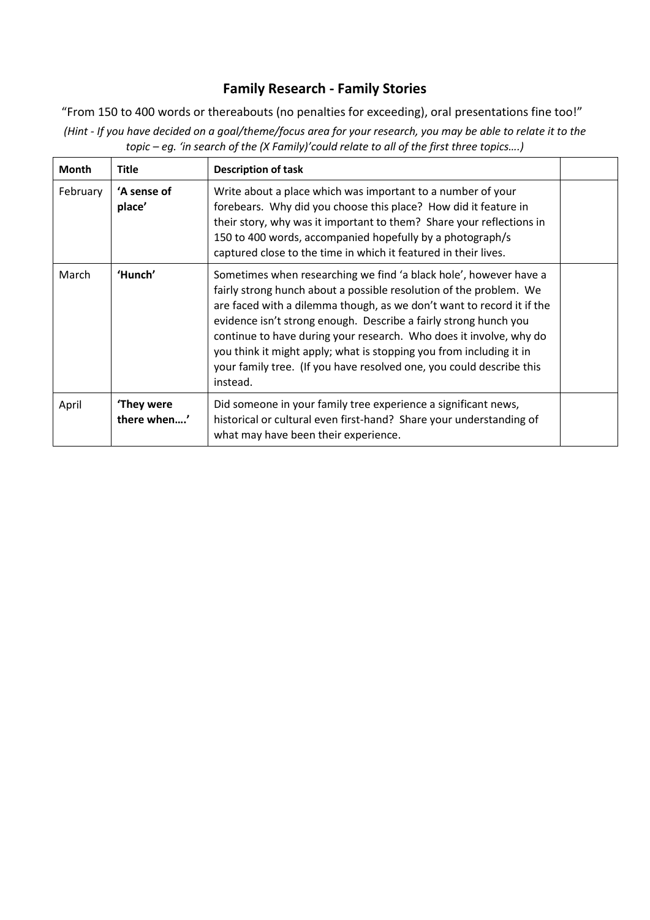## Family Research - Family Stories

"From 150 to 400 words or thereabouts (no penalties for exceeding), oral presentations fine too!"

*(Hint - If you have decided on a goal/theme/focus area for your research, you may be able to relate it to the topic – eg. 'in search of the (X Family)'could relate to all of the first three topics….)*

| Month | Title | Description of task | |
|---|---|---|---|
| February | **'A sense of place'** | Write about a place which was important to a number of your forebears. Why did you choose this place? How did it feature in their story, why was it important to them? Share your reflections in 150 to 400 words, accompanied hopefully by a photograph/s captured close to the time in which it featured in their lives. | |
| March | **'Hunch'** | Sometimes when researching we find 'a black hole', however have a fairly strong hunch about a possible resolution of the problem. We are faced with a dilemma though, as we don't want to record it if the evidence isn't strong enough. Describe a fairly strong hunch you continue to have during your research. Who does it involve, why do you think it might apply; what is stopping you from including it in your family tree. (If you have resolved one, you could describe this instead. | |
| April | **'They were there when….'** | Did someone in your family tree experience a significant news, historical or cultural even first-hand? Share your understanding of what may have been their experience. | |